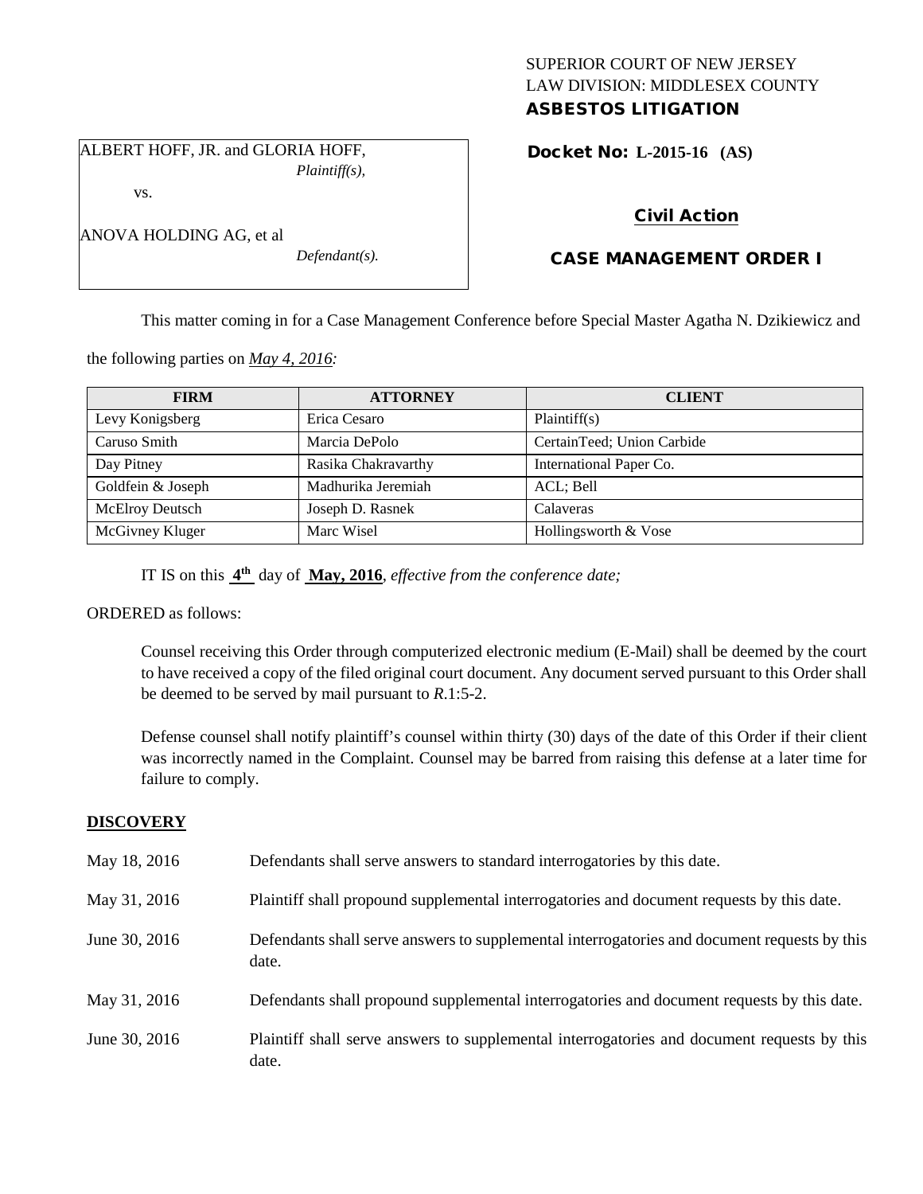SUPERIOR COURT OF NEW JERSEY
LAW DIVISION: MIDDLESEX COUNTY
**ASBESTOS LITIGATION**

ALBERT HOFF, JR. and GLORIA HOFF,
*Plaintiff(s),*

vs.

ANOVA HOLDING AG, et al
*Defendant(s).*

**Docket No: L-2015-16 (AS)**

**Civil Action**

**CASE MANAGEMENT ORDER I**

This matter coming in for a Case Management Conference before Special Master Agatha N. Dzikiewicz and the following parties on *May 4, 2016:*

| FIRM | ATTORNEY | CLIENT |
|---|---|---|
| Levy Konigsberg | Erica Cesaro | Plaintiff(s) |
| Caruso Smith | Marcia DePolo | CertainTeed; Union Carbide |
| Day Pitney | Rasika Chakravarthy | International Paper Co. |
| Goldfein & Joseph | Madhurika Jeremiah | ACL; Bell |
| McElroy Deutsch | Joseph D. Rasnek | Calaveras |
| McGivney Kluger | Marc Wisel | Hollingsworth & Vose |

IT IS on this **4th** day of **May, 2016**, *effective from the conference date;*

ORDERED as follows:

Counsel receiving this Order through computerized electronic medium (E-Mail) shall be deemed by the court to have received a copy of the filed original court document. Any document served pursuant to this Order shall be deemed to be served by mail pursuant to *R*.1:5-2.

Defense counsel shall notify plaintiff's counsel within thirty (30) days of the date of this Order if their client was incorrectly named in the Complaint. Counsel may be barred from raising this defense at a later time for failure to comply.

## DISCOVERY

| | |
|---|---|
| May 18, 2016 | Defendants shall serve answers to standard interrogatories by this date. |
| May 31, 2016 | Plaintiff shall propound supplemental interrogatories and document requests by this date. |
| June 30, 2016 | Defendants shall serve answers to supplemental interrogatories and document requests by this date. |
| May 31, 2016 | Defendants shall propound supplemental interrogatories and document requests by this date. |
| June 30, 2016 | Plaintiff shall serve answers to supplemental interrogatories and document requests by this date. |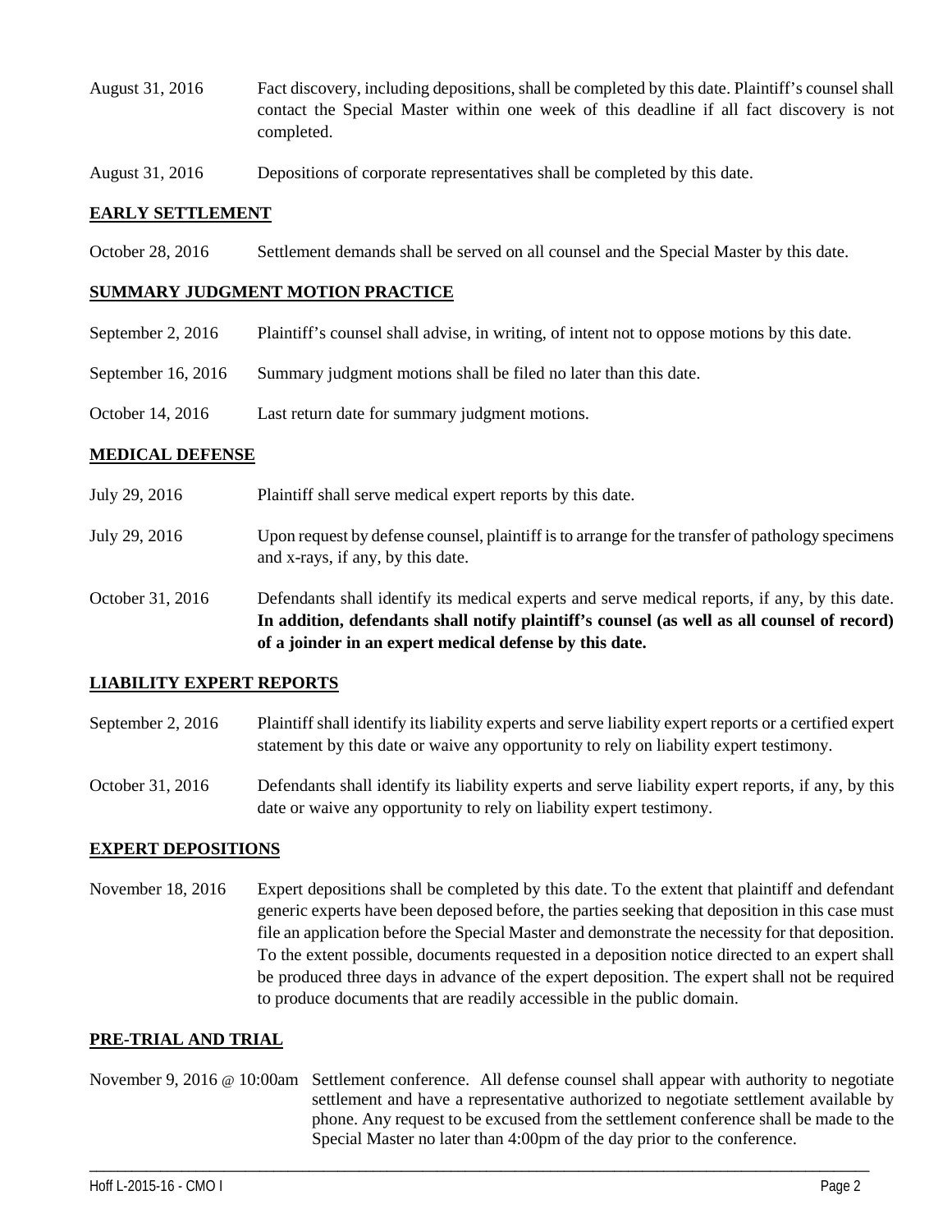| | |
|---|---|
| August 31, 2016 | Fact discovery, including depositions, shall be completed by this date. Plaintiff's counsel shall contact the Special Master within one week of this deadline if all fact discovery is not completed. |
| August 31, 2016 | Depositions of corporate representatives shall be completed by this date. |

## EARLY SETTLEMENT

| | |
|---|---|
| October 28, 2016 | Settlement demands shall be served on all counsel and the Special Master by this date. |

## SUMMARY JUDGMENT MOTION PRACTICE

| | |
|---|---|
| September 2, 2016 | Plaintiff's counsel shall advise, in writing, of intent not to oppose motions by this date. |
| September 16, 2016 | Summary judgment motions shall be filed no later than this date. |
| October 14, 2016 | Last return date for summary judgment motions. |

## MEDICAL DEFENSE

| | |
|---|---|
| July 29, 2016 | Plaintiff shall serve medical expert reports by this date. |
| July 29, 2016 | Upon request by defense counsel, plaintiff is to arrange for the transfer of pathology specimens and x-rays, if any, by this date. |
| October 31, 2016 | Defendants shall identify its medical experts and serve medical reports, if any, by this date. **In addition, defendants shall notify plaintiff's counsel (as well as all counsel of record) of a joinder in an expert medical defense by this date.** |

## LIABILITY EXPERT REPORTS

| | |
|---|---|
| September 2, 2016 | Plaintiff shall identify its liability experts and serve liability expert reports or a certified expert statement by this date or waive any opportunity to rely on liability expert testimony. |
| October 31, 2016 | Defendants shall identify its liability experts and serve liability expert reports, if any, by this date or waive any opportunity to rely on liability expert testimony. |

## EXPERT DEPOSITIONS

| | |
|---|---|
| November 18, 2016 | Expert depositions shall be completed by this date. To the extent that plaintiff and defendant generic experts have been deposed before, the parties seeking that deposition in this case must file an application before the Special Master and demonstrate the necessity for that deposition. To the extent possible, documents requested in a deposition notice directed to an expert shall be produced three days in advance of the expert deposition. The expert shall not be required to produce documents that are readily accessible in the public domain. |

## PRE-TRIAL AND TRIAL

| | |
|---|---|
| November 9, 2016 @ 10:00am | Settlement conference. All defense counsel shall appear with authority to negotiate settlement and have a representative authorized to negotiate settlement available by phone. Any request to be excused from the settlement conference shall be made to the Special Master no later than 4:00pm of the day prior to the conference. |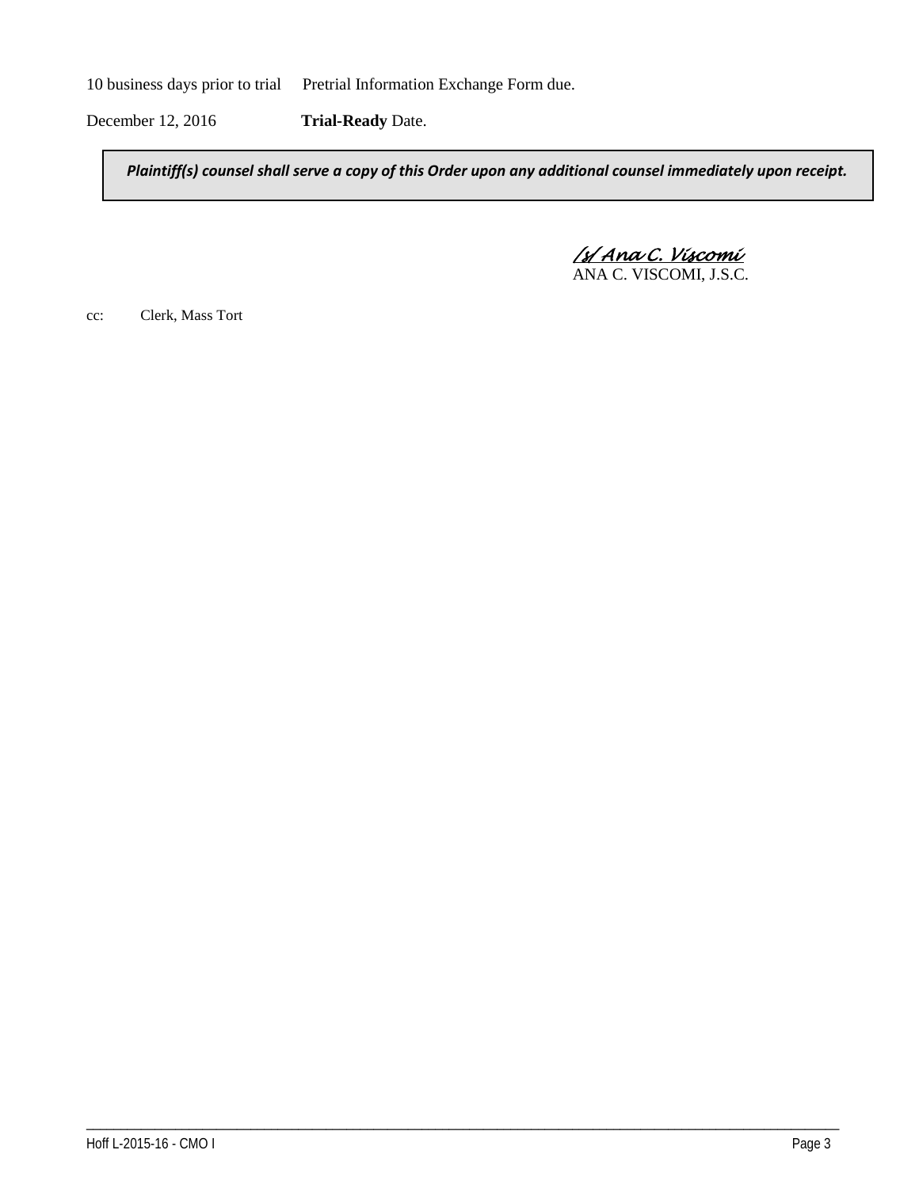| | |
|---|---|
| 10 business days prior to trial | Pretrial Information Exchange Form due. |
| December 12, 2016 | **Trial-Ready** Date. |

***Plaintiff(s) counsel shall serve a copy of this Order upon any additional counsel immediately upon receipt.***

*/s/ Ana C. Viscomi*
ANA C. VISCOMI, J.S.C.

cc: Clerk, Mass Tort